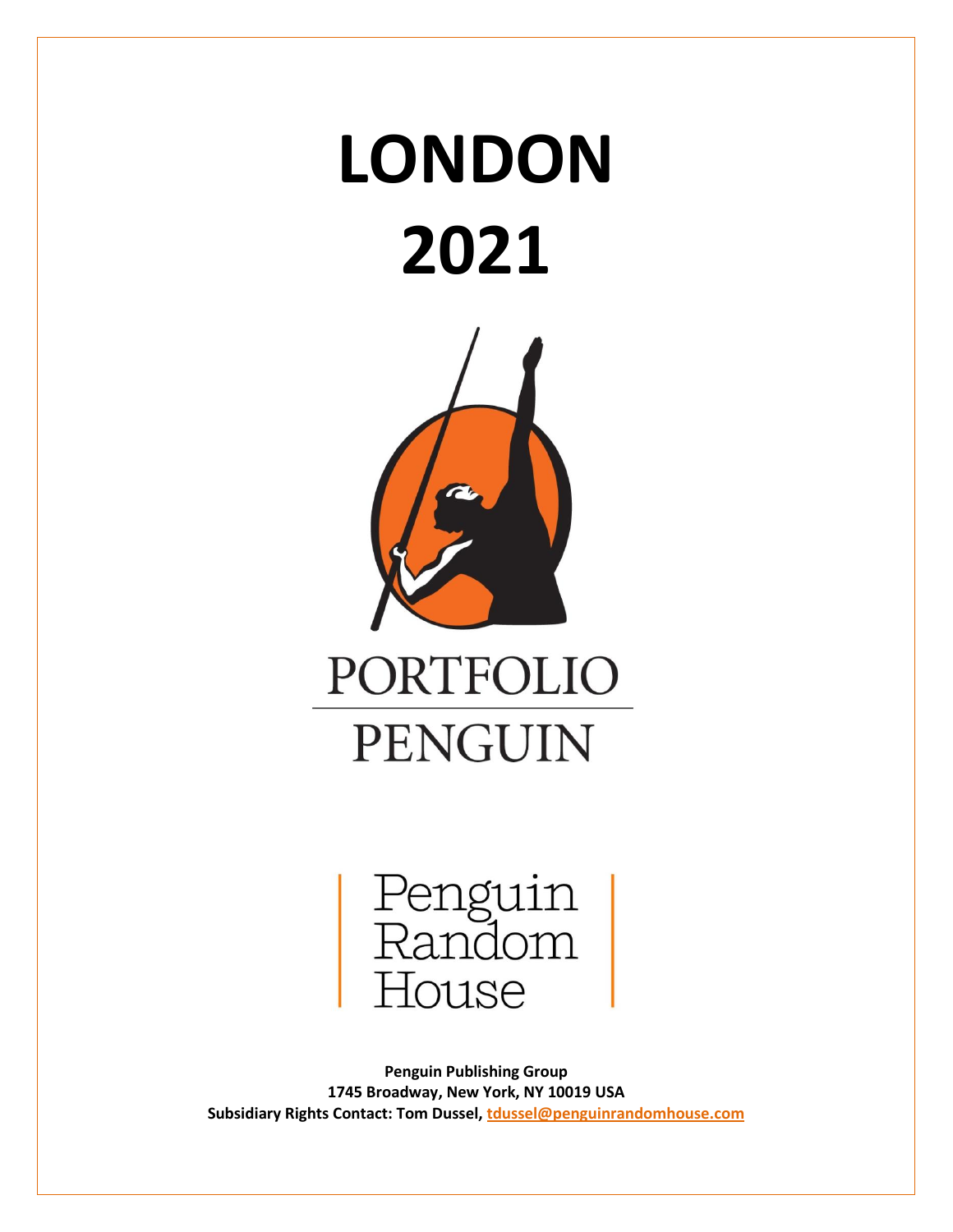# LONDON 2021

PORTFOLIO

PENGUIN

Penguin Random House

**Penguin Publishing Group**
**1745 Broadway, New York, NY 10019 USA**
**Subsidiary Rights Contact: Tom Dussel, tdussel@penguinrandomhouse.com**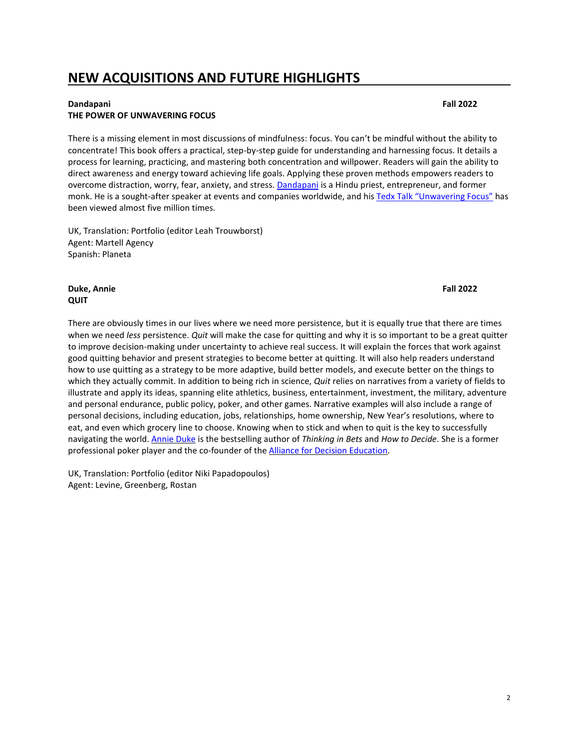# NEW ACQUISITIONS AND FUTURE HIGHLIGHTS

**Dandapani** **Fall 2022**
**THE POWER OF UNWAVERING FOCUS**

There is a missing element in most discussions of mindfulness: focus. You can't be mindful without the ability to concentrate! This book offers a practical, step-by-step guide for understanding and harnessing focus. It details a process for learning, practicing, and mastering both concentration and willpower. Readers will gain the ability to direct awareness and energy toward achieving life goals. Applying these proven methods empowers readers to overcome distraction, worry, fear, anxiety, and stress. Dandapani is a Hindu priest, entrepreneur, and former monk. He is a sought-after speaker at events and companies worldwide, and his Tedx Talk "Unwavering Focus" has been viewed almost five million times.

UK, Translation: Portfolio (editor Leah Trouwborst)
Agent: Martell Agency
Spanish: Planeta

**Duke, Annie** **Fall 2022**
**QUIT**

There are obviously times in our lives where we need more persistence, but it is equally true that there are times when we need *less* persistence. *Quit* will make the case for quitting and why it is so important to be a great quitter to improve decision-making under uncertainty to achieve real success. It will explain the forces that work against good quitting behavior and present strategies to become better at quitting. It will also help readers understand how to use quitting as a strategy to be more adaptive, build better models, and execute better on the things to which they actually commit. In addition to being rich in science, *Quit* relies on narratives from a variety of fields to illustrate and apply its ideas, spanning elite athletics, business, entertainment, investment, the military, adventure and personal endurance, public policy, poker, and other games. Narrative examples will also include a range of personal decisions, including education, jobs, relationships, home ownership, New Year's resolutions, where to eat, and even which grocery line to choose. Knowing when to stick and when to quit is the key to successfully navigating the world. Annie Duke is the bestselling author of *Thinking in Bets* and *How to Decide*. She is a former professional poker player and the co-founder of the Alliance for Decision Education.

UK, Translation: Portfolio (editor Niki Papadopoulos)
Agent: Levine, Greenberg, Rostan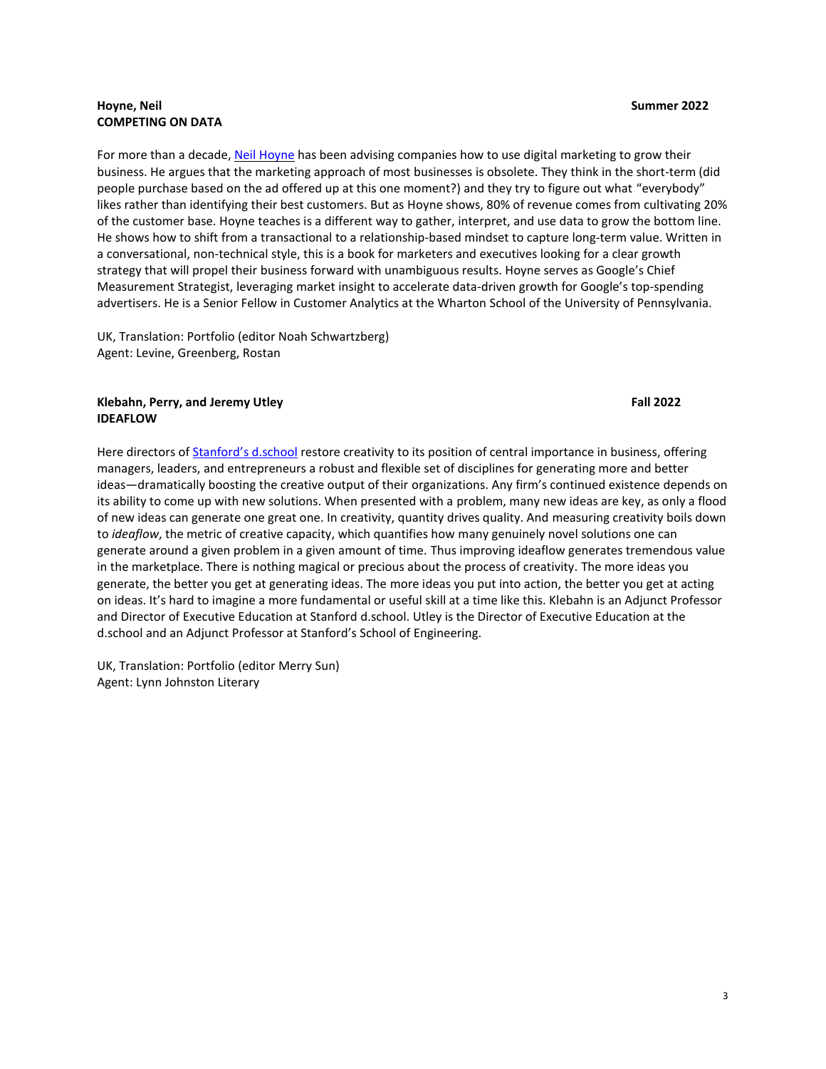**Hoyne, Neil** **Summer 2022**
**COMPETING ON DATA**

For more than a decade, Neil Hoyne has been advising companies how to use digital marketing to grow their business. He argues that the marketing approach of most businesses is obsolete. They think in the short-term (did people purchase based on the ad offered up at this one moment?) and they try to figure out what "everybody" likes rather than identifying their best customers. But as Hoyne shows, 80% of revenue comes from cultivating 20% of the customer base. Hoyne teaches is a different way to gather, interpret, and use data to grow the bottom line. He shows how to shift from a transactional to a relationship-based mindset to capture long-term value. Written in a conversational, non-technical style, this is a book for marketers and executives looking for a clear growth strategy that will propel their business forward with unambiguous results. Hoyne serves as Google's Chief Measurement Strategist, leveraging market insight to accelerate data-driven growth for Google's top-spending advertisers. He is a Senior Fellow in Customer Analytics at the Wharton School of the University of Pennsylvania.

UK, Translation: Portfolio (editor Noah Schwartzberg)
Agent: Levine, Greenberg, Rostan

**Klebahn, Perry, and Jeremy Utley** **Fall 2022**
**IDEAFLOW**

Here directors of Stanford's d.school restore creativity to its position of central importance in business, offering managers, leaders, and entrepreneurs a robust and flexible set of disciplines for generating more and better ideas—dramatically boosting the creative output of their organizations. Any firm's continued existence depends on its ability to come up with new solutions. When presented with a problem, many new ideas are key, as only a flood of new ideas can generate one great one. In creativity, quantity drives quality. And measuring creativity boils down to *ideaflow*, the metric of creative capacity, which quantifies how many genuinely novel solutions one can generate around a given problem in a given amount of time. Thus improving ideaflow generates tremendous value in the marketplace. There is nothing magical or precious about the process of creativity. The more ideas you generate, the better you get at generating ideas. The more ideas you put into action, the better you get at acting on ideas. It's hard to imagine a more fundamental or useful skill at a time like this. Klebahn is an Adjunct Professor and Director of Executive Education at Stanford d.school. Utley is the Director of Executive Education at the d.school and an Adjunct Professor at Stanford's School of Engineering.

UK, Translation: Portfolio (editor Merry Sun)
Agent: Lynn Johnston Literary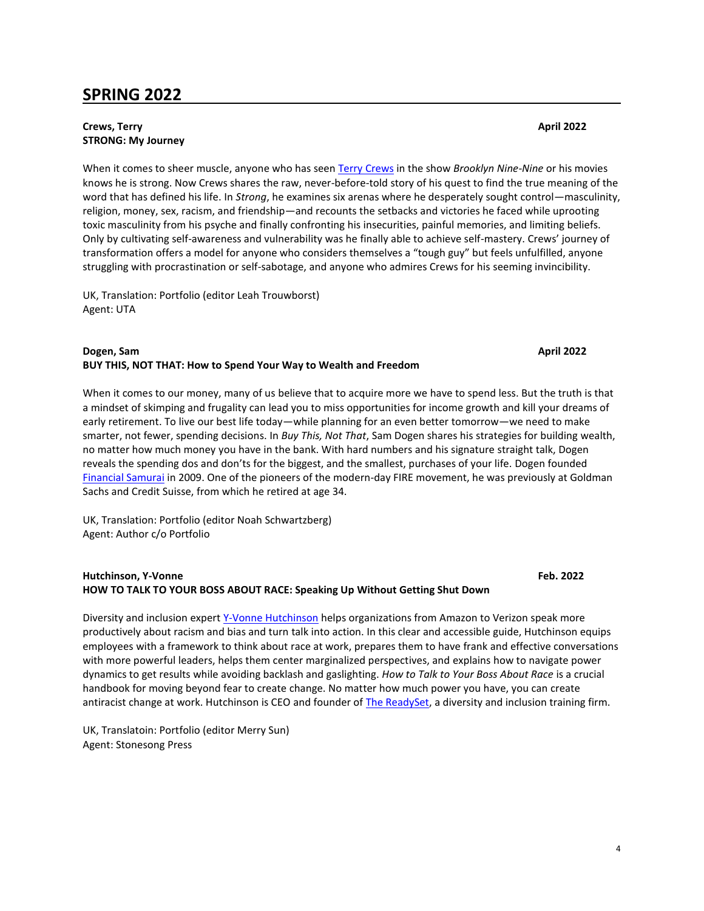## SPRING 2022

**Crews, Terry** **April 2022**
**STRONG: My Journey**

When it comes to sheer muscle, anyone who has seen Terry Crews in the show *Brooklyn Nine-Nine* or his movies knows he is strong. Now Crews shares the raw, never-before-told story of his quest to find the true meaning of the word that has defined his life. In *Strong*, he examines six arenas where he desperately sought control—masculinity, religion, money, sex, racism, and friendship—and recounts the setbacks and victories he faced while uprooting toxic masculinity from his psyche and finally confronting his insecurities, painful memories, and limiting beliefs. Only by cultivating self-awareness and vulnerability was he finally able to achieve self-mastery. Crews' journey of transformation offers a model for anyone who considers themselves a "tough guy" but feels unfulfilled, anyone struggling with procrastination or self-sabotage, and anyone who admires Crews for his seeming invincibility.

UK, Translation: Portfolio (editor Leah Trouwborst)
Agent: UTA

**Dogen, Sam** **April 2022**
**BUY THIS, NOT THAT: How to Spend Your Way to Wealth and Freedom**

When it comes to our money, many of us believe that to acquire more we have to spend less. But the truth is that a mindset of skimping and frugality can lead you to miss opportunities for income growth and kill your dreams of early retirement. To live our best life today—while planning for an even better tomorrow—we need to make smarter, not fewer, spending decisions. In *Buy This, Not That*, Sam Dogen shares his strategies for building wealth, no matter how much money you have in the bank. With hard numbers and his signature straight talk, Dogen reveals the spending dos and don'ts for the biggest, and the smallest, purchases of your life. Dogen founded Financial Samurai in 2009. One of the pioneers of the modern-day FIRE movement, he was previously at Goldman Sachs and Credit Suisse, from which he retired at age 34.

UK, Translation: Portfolio (editor Noah Schwartzberg)
Agent: Author c/o Portfolio

**Hutchinson, Y-Vonne** **Feb. 2022**
**HOW TO TALK TO YOUR BOSS ABOUT RACE: Speaking Up Without Getting Shut Down**

Diversity and inclusion expert Y-Vonne Hutchinson helps organizations from Amazon to Verizon speak more productively about racism and bias and turn talk into action. In this clear and accessible guide, Hutchinson equips employees with a framework to think about race at work, prepares them to have frank and effective conversations with more powerful leaders, helps them center marginalized perspectives, and explains how to navigate power dynamics to get results while avoiding backlash and gaslighting. *How to Talk to Your Boss About Race* is a crucial handbook for moving beyond fear to create change. No matter how much power you have, you can create antiracist change at work. Hutchinson is CEO and founder of The ReadySet, a diversity and inclusion training firm.

UK, Translatoin: Portfolio (editor Merry Sun)
Agent: Stonesong Press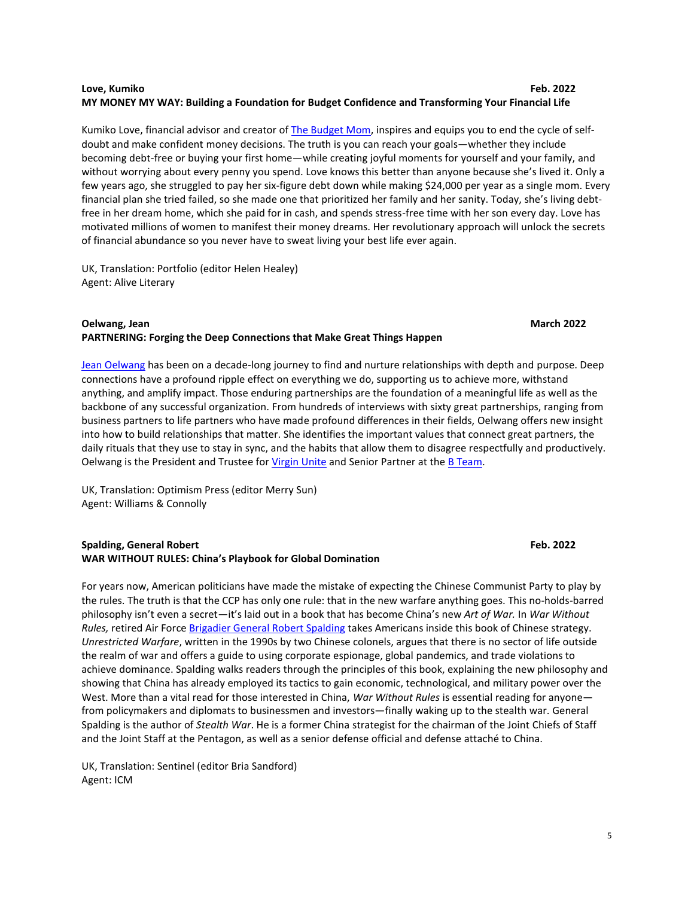**Love, Kumiko** **Feb. 2022**
**MY MONEY MY WAY: Building a Foundation for Budget Confidence and Transforming Your Financial Life**

Kumiko Love, financial advisor and creator of [The Budget Mom](), inspires and equips you to end the cycle of self-doubt and make confident money decisions. The truth is you can reach your goals—whether they include becoming debt-free or buying your first home—while creating joyful moments for yourself and your family, and without worrying about every penny you spend. Love knows this better than anyone because she's lived it. Only a few years ago, she struggled to pay her six-figure debt down while making $24,000 per year as a single mom. Every financial plan she tried failed, so she made one that prioritized her family and her sanity. Today, she's living debt-free in her dream home, which she paid for in cash, and spends stress-free time with her son every day. Love has motivated millions of women to manifest their money dreams. Her revolutionary approach will unlock the secrets of financial abundance so you never have to sweat living your best life ever again.

UK, Translation: Portfolio (editor Helen Healey)
Agent: Alive Literary

**Oelwang, Jean** **March 2022**
**PARTNERING: Forging the Deep Connections that Make Great Things Happen**

[Jean Oelwang]() has been on a decade-long journey to find and nurture relationships with depth and purpose. Deep connections have a profound ripple effect on everything we do, supporting us to achieve more, withstand anything, and amplify impact. Those enduring partnerships are the foundation of a meaningful life as well as the backbone of any successful organization. From hundreds of interviews with sixty great partnerships, ranging from business partners to life partners who have made profound differences in their fields, Oelwang offers new insight into how to build relationships that matter. She identifies the important values that connect great partners, the daily rituals that they use to stay in sync, and the habits that allow them to disagree respectfully and productively. Oelwang is the President and Trustee for [Virgin Unite]() and Senior Partner at the [B Team]().

UK, Translation: Optimism Press (editor Merry Sun)
Agent: Williams & Connolly

**Spalding, General Robert** **Feb. 2022**
**WAR WITHOUT RULES: China's Playbook for Global Domination**

For years now, American politicians have made the mistake of expecting the Chinese Communist Party to play by the rules. The truth is that the CCP has only one rule: that in the new warfare anything goes. This no-holds-barred philosophy isn't even a secret—it's laid out in a book that has become China's new *Art of War.* In *War Without Rules,* retired Air Force [Brigadier General Robert Spalding]() takes Americans inside this book of Chinese strategy. *Unrestricted Warfare*, written in the 1990s by two Chinese colonels, argues that there is no sector of life outside the realm of war and offers a guide to using corporate espionage, global pandemics, and trade violations to achieve dominance. Spalding walks readers through the principles of this book, explaining the new philosophy and showing that China has already employed its tactics to gain economic, technological, and military power over the West. More than a vital read for those interested in China, *War Without Rules* is essential reading for anyone—from policymakers and diplomats to businessmen and investors—finally waking up to the stealth war. General Spalding is the author of *Stealth War*. He is a former China strategist for the chairman of the Joint Chiefs of Staff and the Joint Staff at the Pentagon, as well as a senior defense official and defense attaché to China.

UK, Translation: Sentinel (editor Bria Sandford)
Agent: ICM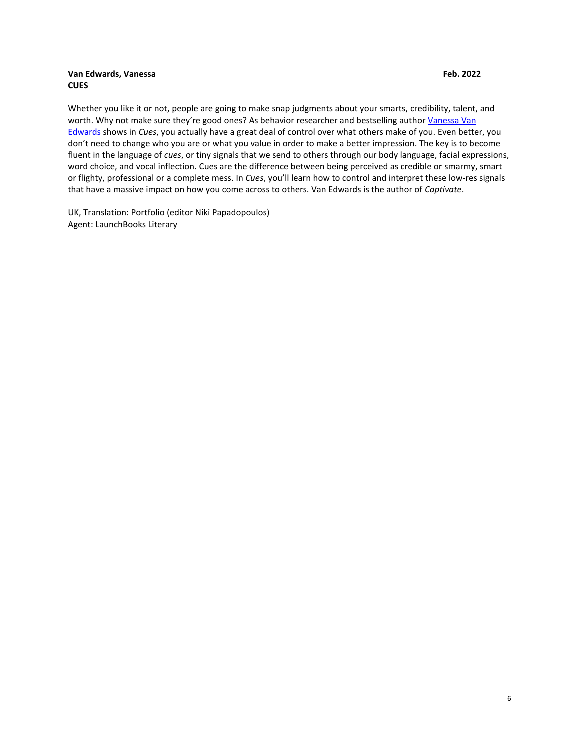**Van Edwards, Vanessa** **Feb. 2022**
**CUES**

Whether you like it or not, people are going to make snap judgments about your smarts, credibility, talent, and worth. Why not make sure they're good ones? As behavior researcher and bestselling author Vanessa Van Edwards shows in *Cues*, you actually have a great deal of control over what others make of you. Even better, you don't need to change who you are or what you value in order to make a better impression. The key is to become fluent in the language of *cues*, or tiny signals that we send to others through our body language, facial expressions, word choice, and vocal inflection. Cues are the difference between being perceived as credible or smarmy, smart or flighty, professional or a complete mess. In *Cues*, you'll learn how to control and interpret these low-res signals that have a massive impact on how you come across to others. Van Edwards is the author of *Captivate*.

UK, Translation: Portfolio (editor Niki Papadopoulos)
Agent: LaunchBooks Literary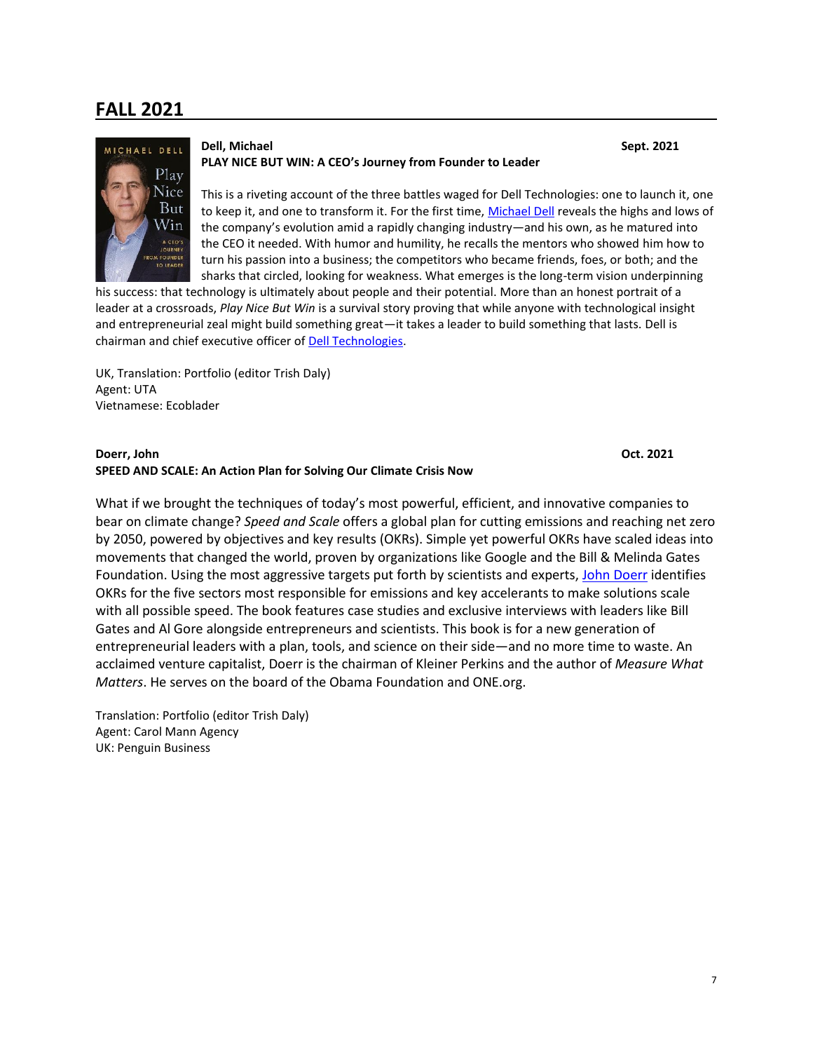## FALL 2021

**Dell, Michael** **Sept. 2021**
**PLAY NICE BUT WIN: A CEO's Journey from Founder to Leader**

This is a riveting account of the three battles waged for Dell Technologies: one to launch it, one to keep it, and one to transform it. For the first time, Michael Dell reveals the highs and lows of the company's evolution amid a rapidly changing industry—and his own, as he matured into the CEO it needed. With humor and humility, he recalls the mentors who showed him how to turn his passion into a business; the competitors who became friends, foes, or both; and the sharks that circled, looking for weakness. What emerges is the long-term vision underpinning his success: that technology is ultimately about people and their potential. More than an honest portrait of a leader at a crossroads, *Play Nice But Win* is a survival story proving that while anyone with technological insight and entrepreneurial zeal might build something great—it takes a leader to build something that lasts. Dell is chairman and chief executive officer of Dell Technologies.

UK, Translation: Portfolio (editor Trish Daly)
Agent: UTA
Vietnamese: Ecoblader

**Doerr, John** **Oct. 2021**
**SPEED AND SCALE: An Action Plan for Solving Our Climate Crisis Now**

What if we brought the techniques of today's most powerful, efficient, and innovative companies to bear on climate change? *Speed and Scale* offers a global plan for cutting emissions and reaching net zero by 2050, powered by objectives and key results (OKRs). Simple yet powerful OKRs have scaled ideas into movements that changed the world, proven by organizations like Google and the Bill & Melinda Gates Foundation. Using the most aggressive targets put forth by scientists and experts, John Doerr identifies OKRs for the five sectors most responsible for emissions and key accelerants to make solutions scale with all possible speed. The book features case studies and exclusive interviews with leaders like Bill Gates and Al Gore alongside entrepreneurs and scientists. This book is for a new generation of entrepreneurial leaders with a plan, tools, and science on their side—and no more time to waste. An acclaimed venture capitalist, Doerr is the chairman of Kleiner Perkins and the author of *Measure What Matters*. He serves on the board of the Obama Foundation and ONE.org.

Translation: Portfolio (editor Trish Daly)
Agent: Carol Mann Agency
UK: Penguin Business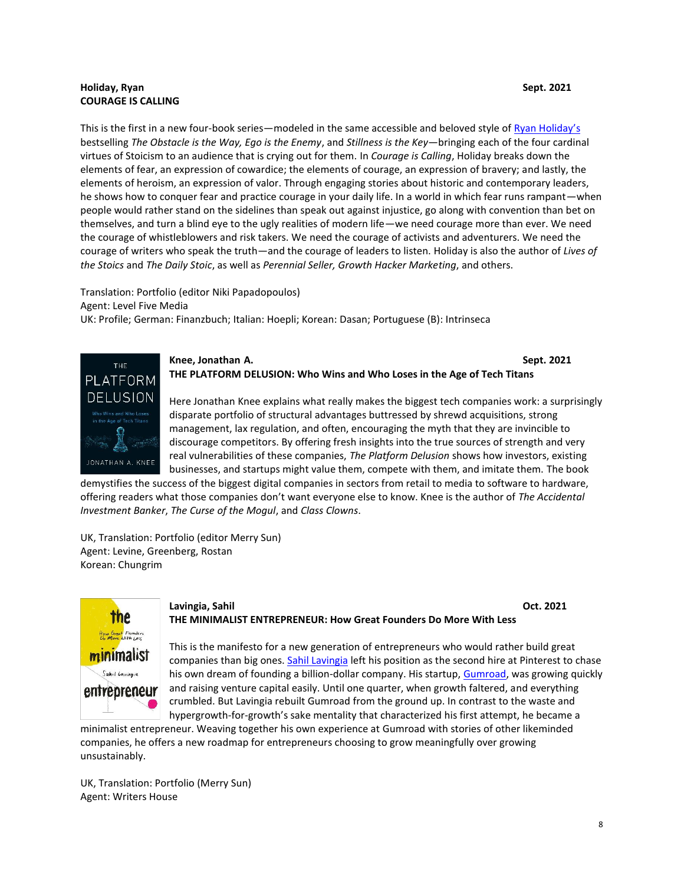**Holiday, Ryan** Sept. 2021
**COURAGE IS CALLING**

This is the first in a new four-book series—modeled in the same accessible and beloved style of Ryan Holiday's bestselling *The Obstacle is the Way, Ego is the Enemy*, and *Stillness is the Key*—bringing each of the four cardinal virtues of Stoicism to an audience that is crying out for them. In *Courage is Calling*, Holiday breaks down the elements of fear, an expression of cowardice; the elements of courage, an expression of bravery; and lastly, the elements of heroism, an expression of valor. Through engaging stories about historic and contemporary leaders, he shows how to conquer fear and practice courage in your daily life. In a world in which fear runs rampant—when people would rather stand on the sidelines than speak out against injustice, go along with convention than bet on themselves, and turn a blind eye to the ugly realities of modern life—we need courage more than ever. We need the courage of whistleblowers and risk takers. We need the courage of activists and adventurers. We need the courage of writers who speak the truth—and the courage of leaders to listen. Holiday is also the author of *Lives of the Stoics* and *The Daily Stoic*, as well as *Perennial Seller, Growth Hacker Marketing*, and others.

Translation: Portfolio (editor Niki Papadopoulos)
Agent: Level Five Media
UK: Profile; German: Finanzbuch; Italian: Hoepli; Korean: Dasan; Portuguese (B): Intrinseca

**Knee, Jonathan A.** Sept. 2021
**THE PLATFORM DELUSION: Who Wins and Who Loses in the Age of Tech Titans**

Here Jonathan Knee explains what really makes the biggest tech companies work: a surprisingly disparate portfolio of structural advantages buttressed by shrewd acquisitions, strong management, lax regulation, and often, encouraging the myth that they are invincible to discourage competitors. By offering fresh insights into the true sources of strength and very real vulnerabilities of these companies, *The Platform Delusion* shows how investors, existing businesses, and startups might value them, compete with them, and imitate them. The book demystifies the success of the biggest digital companies in sectors from retail to media to software to hardware, offering readers what those companies don't want everyone else to know. Knee is the author of *The Accidental Investment Banker*, *The Curse of the Mogul*, and *Class Clowns*.

UK, Translation: Portfolio (editor Merry Sun)
Agent: Levine, Greenberg, Rostan
Korean: Chungrim

**Lavingia, Sahil** Oct. 2021
**THE MINIMALIST ENTREPRENEUR: How Great Founders Do More With Less**

This is the manifesto for a new generation of entrepreneurs who would rather build great companies than big ones. Sahil Lavingia left his position as the second hire at Pinterest to chase his own dream of founding a billion-dollar company. His startup, Gumroad, was growing quickly and raising venture capital easily. Until one quarter, when growth faltered, and everything crumbled. But Lavingia rebuilt Gumroad from the ground up. In contrast to the waste and hypergrowth-for-growth's sake mentality that characterized his first attempt, he became a minimalist entrepreneur. Weaving together his own experience at Gumroad with stories of other likeminded companies, he offers a new roadmap for entrepreneurs choosing to grow meaningfully over growing unsustainably.

UK, Translation: Portfolio (Merry Sun)
Agent: Writers House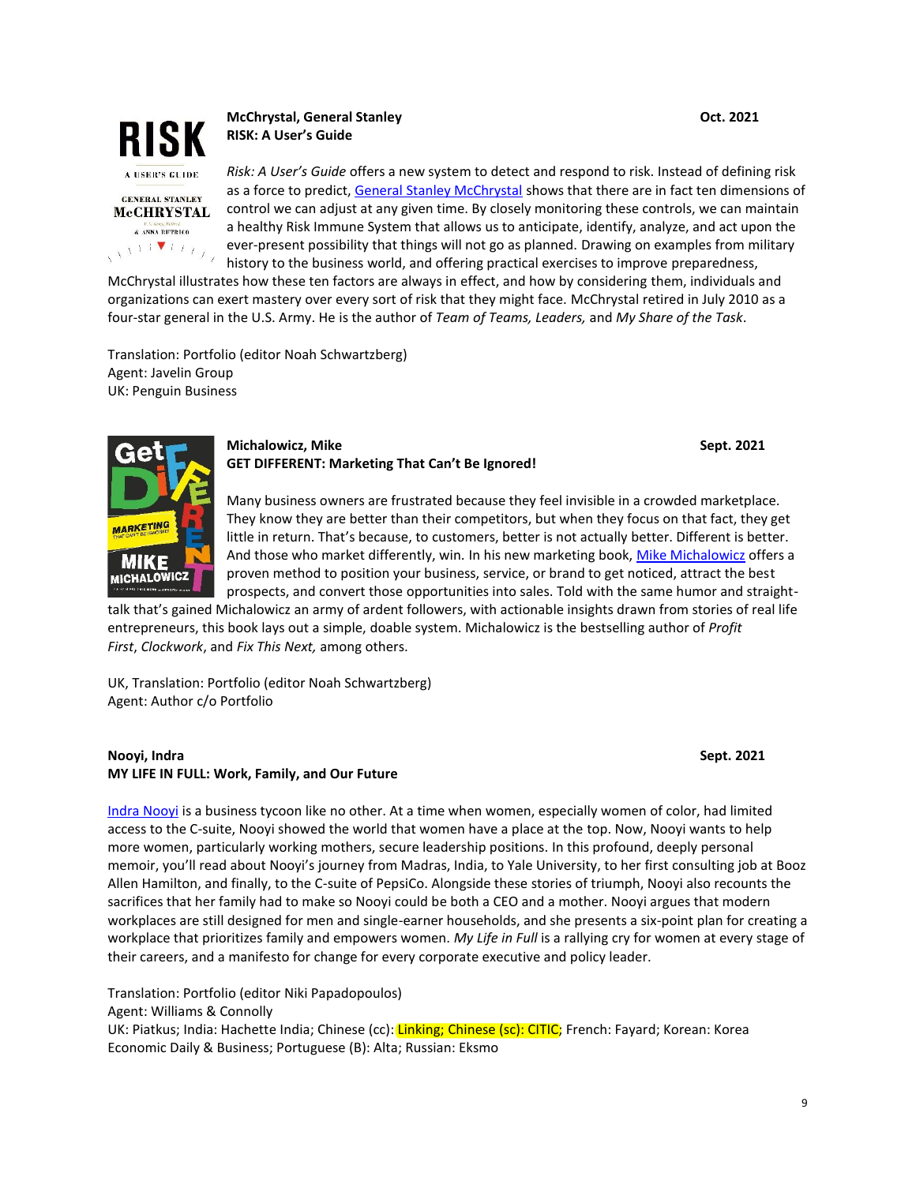**McChrystal, General Stanley** **Oct. 2021**
**RISK: A User's Guide**

*Risk: A User's Guide* offers a new system to detect and respond to risk. Instead of defining risk as a force to predict, General Stanley McChrystal shows that there are in fact ten dimensions of control we can adjust at any given time. By closely monitoring these controls, we can maintain a healthy Risk Immune System that allows us to anticipate, identify, analyze, and act upon the ever-present possibility that things will not go as planned. Drawing on examples from military history to the business world, and offering practical exercises to improve preparedness, McChrystal illustrates how these ten factors are always in effect, and how by considering them, individuals and organizations can exert mastery over every sort of risk that they might face. McChrystal retired in July 2010 as a four-star general in the U.S. Army. He is the author of *Team of Teams, Leaders,* and *My Share of the Task*.

Translation: Portfolio (editor Noah Schwartzberg)
Agent: Javelin Group
UK: Penguin Business

**Michalowicz, Mike** **Sept. 2021**
**GET DIFFERENT: Marketing That Can't Be Ignored!**

Many business owners are frustrated because they feel invisible in a crowded marketplace. They know they are better than their competitors, but when they focus on that fact, they get little in return. That's because, to customers, better is not actually better. Different is better. And those who market differently, win. In his new marketing book, Mike Michalowicz offers a proven method to position your business, service, or brand to get noticed, attract the best prospects, and convert those opportunities into sales. Told with the same humor and straight-talk that's gained Michalowicz an army of ardent followers, with actionable insights drawn from stories of real life entrepreneurs, this book lays out a simple, doable system. Michalowicz is the bestselling author of *Profit First*, *Clockwork*, and *Fix This Next,* among others.

UK, Translation: Portfolio (editor Noah Schwartzberg)
Agent: Author c/o Portfolio

**Nooyi, Indra** **Sept. 2021**
**MY LIFE IN FULL: Work, Family, and Our Future**

Indra Nooyi is a business tycoon like no other. At a time when women, especially women of color, had limited access to the C-suite, Nooyi showed the world that women have a place at the top. Now, Nooyi wants to help more women, particularly working mothers, secure leadership positions. In this profound, deeply personal memoir, you'll read about Nooyi's journey from Madras, India, to Yale University, to her first consulting job at Booz Allen Hamilton, and finally, to the C-suite of PepsiCo. Alongside these stories of triumph, Nooyi also recounts the sacrifices that her family had to make so Nooyi could be both a CEO and a mother. Nooyi argues that modern workplaces are still designed for men and single-earner households, and she presents a six-point plan for creating a workplace that prioritizes family and empowers women. *My Life in Full* is a rallying cry for women at every stage of their careers, and a manifesto for change for every corporate executive and policy leader.

Translation: Portfolio (editor Niki Papadopoulos)
Agent: Williams & Connolly
UK: Piatkus; India: Hachette India; Chinese (cc): Linking; Chinese (sc): CITIC; French: Fayard; Korean: Korea Economic Daily & Business; Portuguese (B): Alta; Russian: Eksmo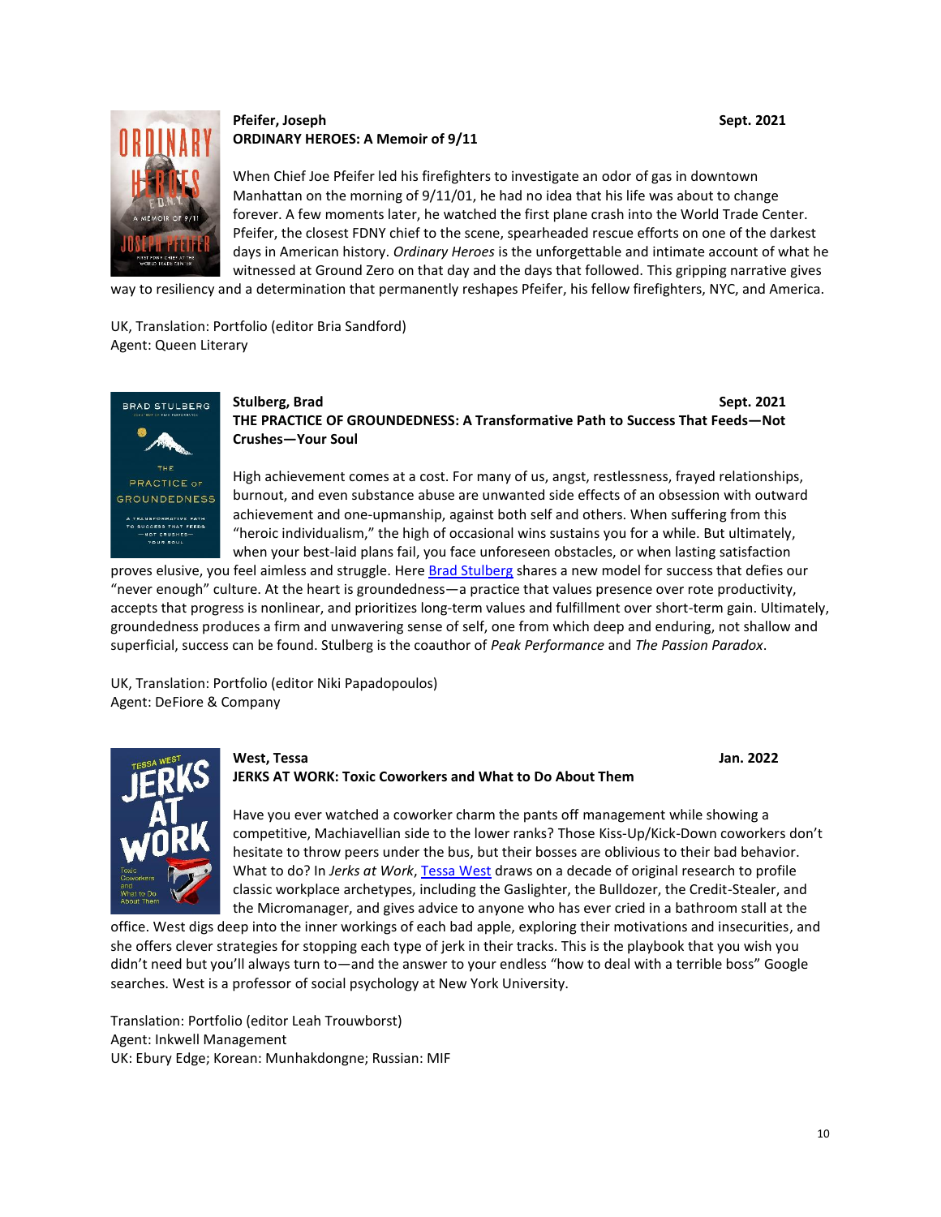**Pfeifer, Joseph** **Sept. 2021**
**ORDINARY HEROES: A Memoir of 9/11**

When Chief Joe Pfeifer led his firefighters to investigate an odor of gas in downtown Manhattan on the morning of 9/11/01, he had no idea that his life was about to change forever. A few moments later, he watched the first plane crash into the World Trade Center. Pfeifer, the closest FDNY chief to the scene, spearheaded rescue efforts on one of the darkest days in American history. *Ordinary Heroes* is the unforgettable and intimate account of what he witnessed at Ground Zero on that day and the days that followed. This gripping narrative gives way to resiliency and a determination that permanently reshapes Pfeifer, his fellow firefighters, NYC, and America.

UK, Translation: Portfolio (editor Bria Sandford)
Agent: Queen Literary

**Stulberg, Brad** **Sept. 2021**
**THE PRACTICE OF GROUNDEDNESS: A Transformative Path to Success That Feeds—Not Crushes—Your Soul**

High achievement comes at a cost. For many of us, angst, restlessness, frayed relationships, burnout, and even substance abuse are unwanted side effects of an obsession with outward achievement and one-upmanship, against both self and others. When suffering from this "heroic individualism," the high of occasional wins sustains you for a while. But ultimately, when your best-laid plans fail, you face unforeseen obstacles, or when lasting satisfaction proves elusive, you feel aimless and struggle. Here Brad Stulberg shares a new model for success that defies our "never enough" culture. At the heart is groundedness—a practice that values presence over rote productivity, accepts that progress is nonlinear, and prioritizes long-term values and fulfillment over short-term gain. Ultimately, groundedness produces a firm and unwavering sense of self, one from which deep and enduring, not shallow and superficial, success can be found. Stulberg is the coauthor of *Peak Performance* and *The Passion Paradox*.

UK, Translation: Portfolio (editor Niki Papadopoulos)
Agent: DeFiore & Company

**West, Tessa** **Jan. 2022**
**JERKS AT WORK: Toxic Coworkers and What to Do About Them**

Have you ever watched a coworker charm the pants off management while showing a competitive, Machiavellian side to the lower ranks? Those Kiss-Up/Kick-Down coworkers don't hesitate to throw peers under the bus, but their bosses are oblivious to their bad behavior. What to do? In *Jerks at Work*, Tessa West draws on a decade of original research to profile classic workplace archetypes, including the Gaslighter, the Bulldozer, the Credit-Stealer, and the Micromanager, and gives advice to anyone who has ever cried in a bathroom stall at the office. West digs deep into the inner workings of each bad apple, exploring their motivations and insecurities, and she offers clever strategies for stopping each type of jerk in their tracks. This is the playbook that you wish you didn't need but you'll always turn to—and the answer to your endless "how to deal with a terrible boss" Google searches. West is a professor of social psychology at New York University.

Translation: Portfolio (editor Leah Trouwborst)
Agent: Inkwell Management
UK: Ebury Edge; Korean: Munhakdongne; Russian: MIF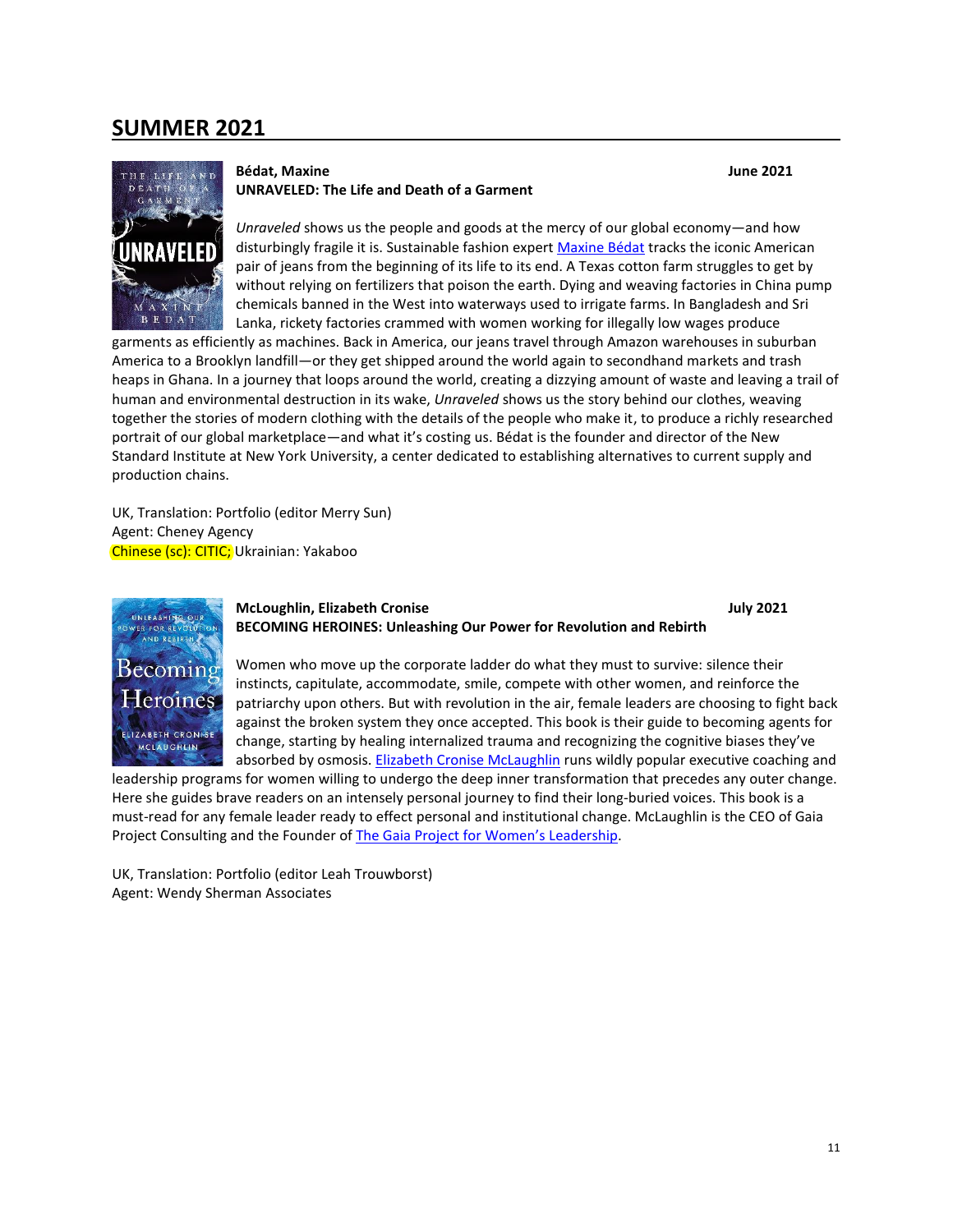## SUMMER 2021

**Bédat, Maxine** **June 2021**
**UNRAVELED: The Life and Death of a Garment**

*Unraveled* shows us the people and goods at the mercy of our global economy—and how disturbingly fragile it is. Sustainable fashion expert Maxine Bédat tracks the iconic American pair of jeans from the beginning of its life to its end. A Texas cotton farm struggles to get by without relying on fertilizers that poison the earth. Dying and weaving factories in China pump chemicals banned in the West into waterways used to irrigate farms. In Bangladesh and Sri Lanka, rickety factories crammed with women working for illegally low wages produce garments as efficiently as machines. Back in America, our jeans travel through Amazon warehouses in suburban America to a Brooklyn landfill—or they get shipped around the world again to secondhand markets and trash heaps in Ghana. In a journey that loops around the world, creating a dizzying amount of waste and leaving a trail of human and environmental destruction in its wake, *Unraveled* shows us the story behind our clothes, weaving together the stories of modern clothing with the details of the people who make it, to produce a richly researched portrait of our global marketplace—and what it's costing us. Bédat is the founder and director of the New Standard Institute at New York University, a center dedicated to establishing alternatives to current supply and production chains.

UK, Translation: Portfolio (editor Merry Sun)
Agent: Cheney Agency
Chinese (sc): CITIC; Ukrainian: Yakaboo

**McLoughlin, Elizabeth Cronise** **July 2021**
**BECOMING HEROINES: Unleashing Our Power for Revolution and Rebirth**

Women who move up the corporate ladder do what they must to survive: silence their instincts, capitulate, accommodate, smile, compete with other women, and reinforce the patriarchy upon others. But with revolution in the air, female leaders are choosing to fight back against the broken system they once accepted. This book is their guide to becoming agents for change, starting by healing internalized trauma and recognizing the cognitive biases they've absorbed by osmosis. Elizabeth Cronise McLaughlin runs wildly popular executive coaching and leadership programs for women willing to undergo the deep inner transformation that precedes any outer change. Here she guides brave readers on an intensely personal journey to find their long-buried voices. This book is a must-read for any female leader ready to effect personal and institutional change. McLaughlin is the CEO of Gaia Project Consulting and the Founder of The Gaia Project for Women's Leadership.

UK, Translation: Portfolio (editor Leah Trouwborst)
Agent: Wendy Sherman Associates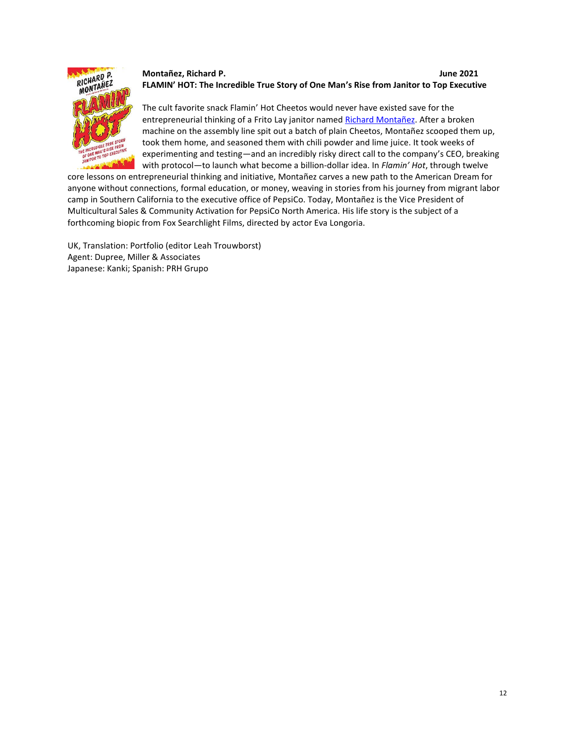**Montañez, Richard P.** **June 2021**
**FLAMIN' HOT: The Incredible True Story of One Man's Rise from Janitor to Top Executive**

The cult favorite snack Flamin' Hot Cheetos would never have existed save for the entrepreneurial thinking of a Frito Lay janitor named Richard Montañez. After a broken machine on the assembly line spit out a batch of plain Cheetos, Montañez scooped them up, took them home, and seasoned them with chili powder and lime juice. It took weeks of experimenting and testing—and an incredibly risky direct call to the company's CEO, breaking with protocol—to launch what become a billion-dollar idea. In *Flamin' Hot*, through twelve core lessons on entrepreneurial thinking and initiative, Montañez carves a new path to the American Dream for anyone without connections, formal education, or money, weaving in stories from his journey from migrant labor camp in Southern California to the executive office of PepsiCo. Today, Montañez is the Vice President of Multicultural Sales & Community Activation for PepsiCo North America. His life story is the subject of a forthcoming biopic from Fox Searchlight Films, directed by actor Eva Longoria.

UK, Translation: Portfolio (editor Leah Trouwborst)
Agent: Dupree, Miller & Associates
Japanese: Kanki; Spanish: PRH Grupo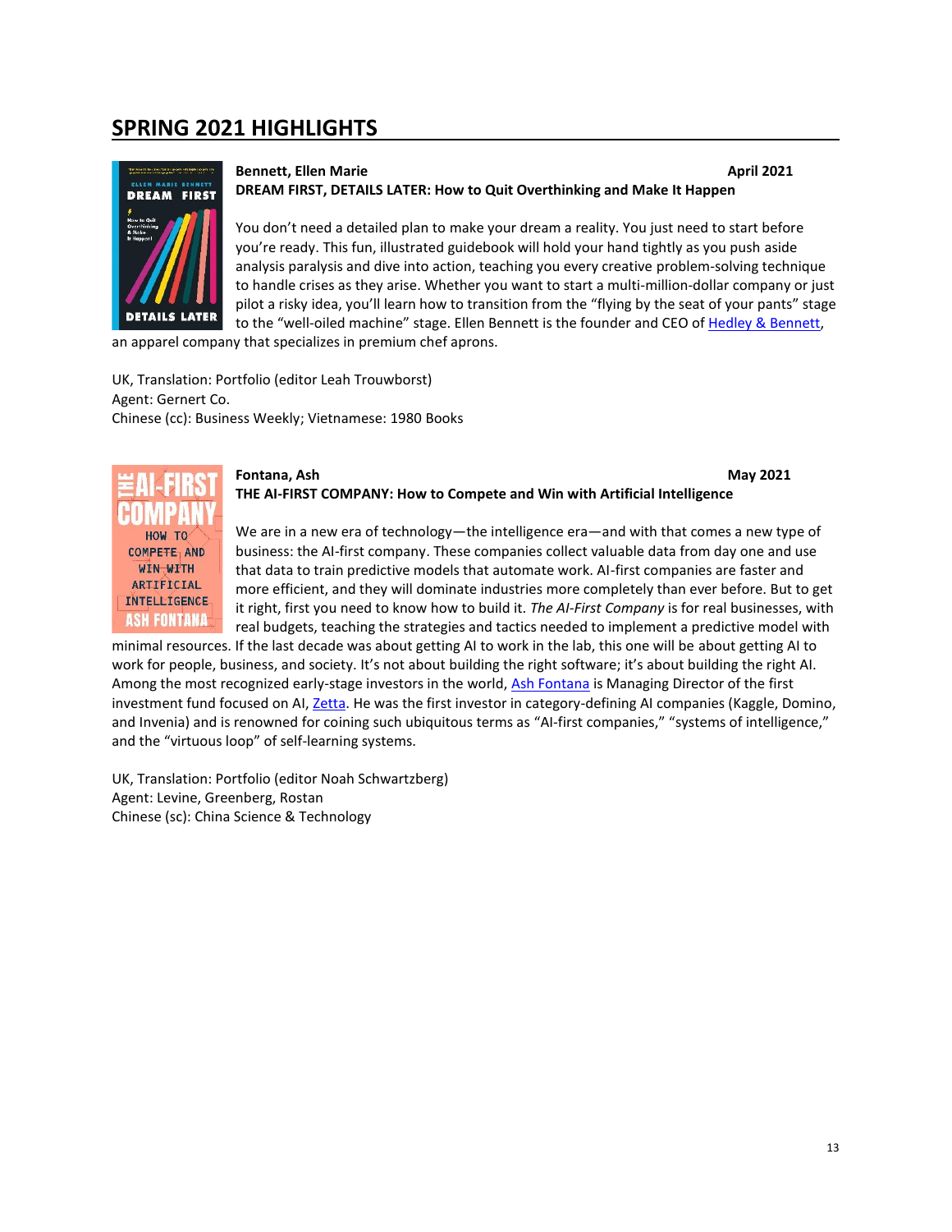## SPRING 2021 HIGHLIGHTS

**Bennett, Ellen Marie** **April 2021**
**DREAM FIRST, DETAILS LATER: How to Quit Overthinking and Make It Happen**

You don't need a detailed plan to make your dream a reality. You just need to start before you're ready. This fun, illustrated guidebook will hold your hand tightly as you push aside analysis paralysis and dive into action, teaching you every creative problem-solving technique to handle crises as they arise. Whether you want to start a multi-million-dollar company or just pilot a risky idea, you'll learn how to transition from the "flying by the seat of your pants" stage to the "well-oiled machine" stage. Ellen Bennett is the founder and CEO of Hedley & Bennett, an apparel company that specializes in premium chef aprons.

UK, Translation: Portfolio (editor Leah Trouwborst)
Agent: Gernert Co.
Chinese (cc): Business Weekly; Vietnamese: 1980 Books

**Fontana, Ash** **May 2021**
**THE AI-FIRST COMPANY: How to Compete and Win with Artificial Intelligence**

We are in a new era of technology—the intelligence era—and with that comes a new type of business: the AI-first company. These companies collect valuable data from day one and use that data to train predictive models that automate work. AI-first companies are faster and more efficient, and they will dominate industries more completely than ever before. But to get it right, first you need to know how to build it. *The AI-First Company* is for real businesses, with real budgets, teaching the strategies and tactics needed to implement a predictive model with minimal resources. If the last decade was about getting AI to work in the lab, this one will be about getting AI to work for people, business, and society. It's not about building the right software; it's about building the right AI. Among the most recognized early-stage investors in the world, Ash Fontana is Managing Director of the first investment fund focused on AI, Zetta. He was the first investor in category-defining AI companies (Kaggle, Domino, and Invenia) and is renowned for coining such ubiquitous terms as "AI-first companies," "systems of intelligence," and the "virtuous loop" of self-learning systems.

UK, Translation: Portfolio (editor Noah Schwartzberg)
Agent: Levine, Greenberg, Rostan
Chinese (sc): China Science & Technology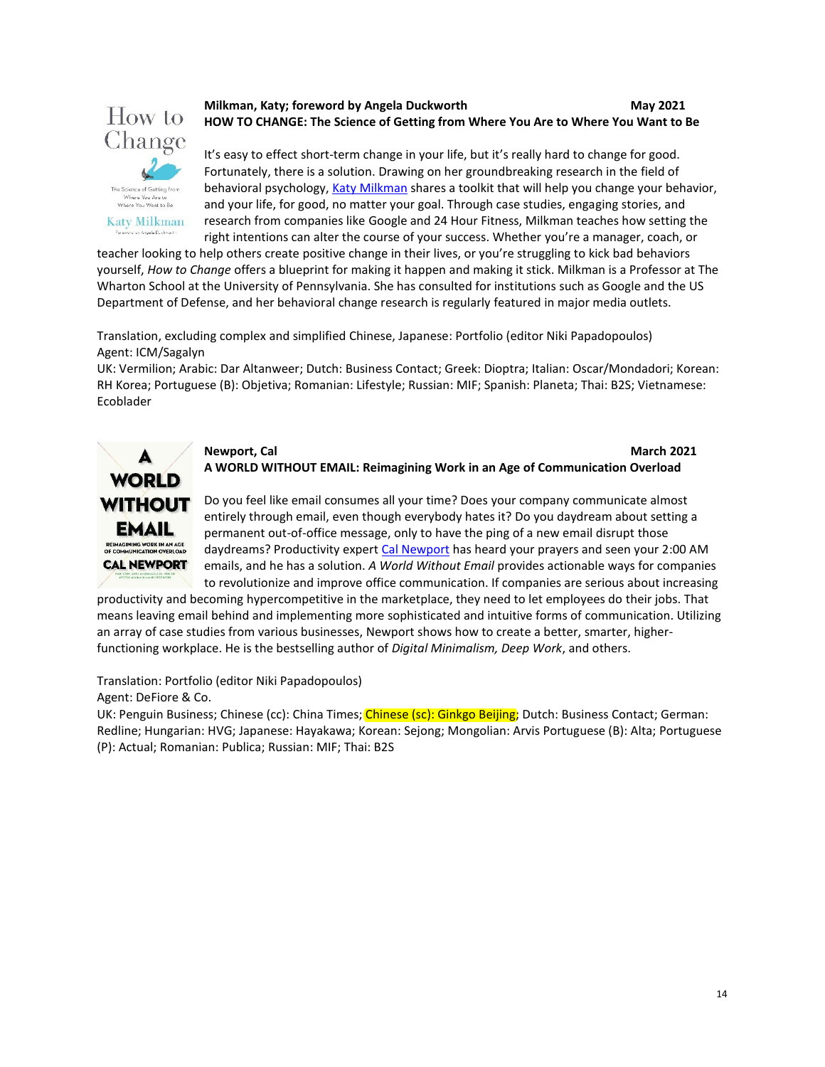**Milkman, Katy; foreword by Angela Duckworth** **May 2021**
**HOW TO CHANGE: The Science of Getting from Where You Are to Where You Want to Be**

It's easy to effect short-term change in your life, but it's really hard to change for good. Fortunately, there is a solution. Drawing on her groundbreaking research in the field of behavioral psychology, Katy Milkman shares a toolkit that will help you change your behavior, and your life, for good, no matter your goal. Through case studies, engaging stories, and research from companies like Google and 24 Hour Fitness, Milkman teaches how setting the right intentions can alter the course of your success. Whether you're a manager, coach, or teacher looking to help others create positive change in their lives, or you're struggling to kick bad behaviors yourself, *How to Change* offers a blueprint for making it happen and making it stick. Milkman is a Professor at The Wharton School at the University of Pennsylvania. She has consulted for institutions such as Google and the US Department of Defense, and her behavioral change research is regularly featured in major media outlets.

Translation, excluding complex and simplified Chinese, Japanese: Portfolio (editor Niki Papadopoulos)
Agent: ICM/Sagalyn
UK: Vermilion; Arabic: Dar Altanweer; Dutch: Business Contact; Greek: Dioptra; Italian: Oscar/Mondadori; Korean: RH Korea; Portuguese (B): Objetiva; Romanian: Lifestyle; Russian: MIF; Spanish: Planeta; Thai: B2S; Vietnamese: Ecoblader

**Newport, Cal** **March 2021**
**A WORLD WITHOUT EMAIL: Reimagining Work in an Age of Communication Overload**

Do you feel like email consumes all your time? Does your company communicate almost entirely through email, even though everybody hates it? Do you daydream about setting a permanent out-of-office message, only to have the ping of a new email disrupt those daydreams? Productivity expert Cal Newport has heard your prayers and seen your 2:00 AM emails, and he has a solution. *A World Without Email* provides actionable ways for companies to revolutionize and improve office communication. If companies are serious about increasing productivity and becoming hypercompetitive in the marketplace, they need to let employees do their jobs. That means leaving email behind and implementing more sophisticated and intuitive forms of communication. Utilizing an array of case studies from various businesses, Newport shows how to create a better, smarter, higher-functioning workplace. He is the bestselling author of *Digital Minimalism, Deep Work*, and others.

Translation: Portfolio (editor Niki Papadopoulos)
Agent: DeFiore & Co.
UK: Penguin Business; Chinese (cc): China Times; Chinese (sc): Ginkgo Beijing; Dutch: Business Contact; German: Redline; Hungarian: HVG; Japanese: Hayakawa; Korean: Sejong; Mongolian: Arvis Portuguese (B): Alta; Portuguese (P): Actual; Romanian: Publica; Russian: MIF; Thai: B2S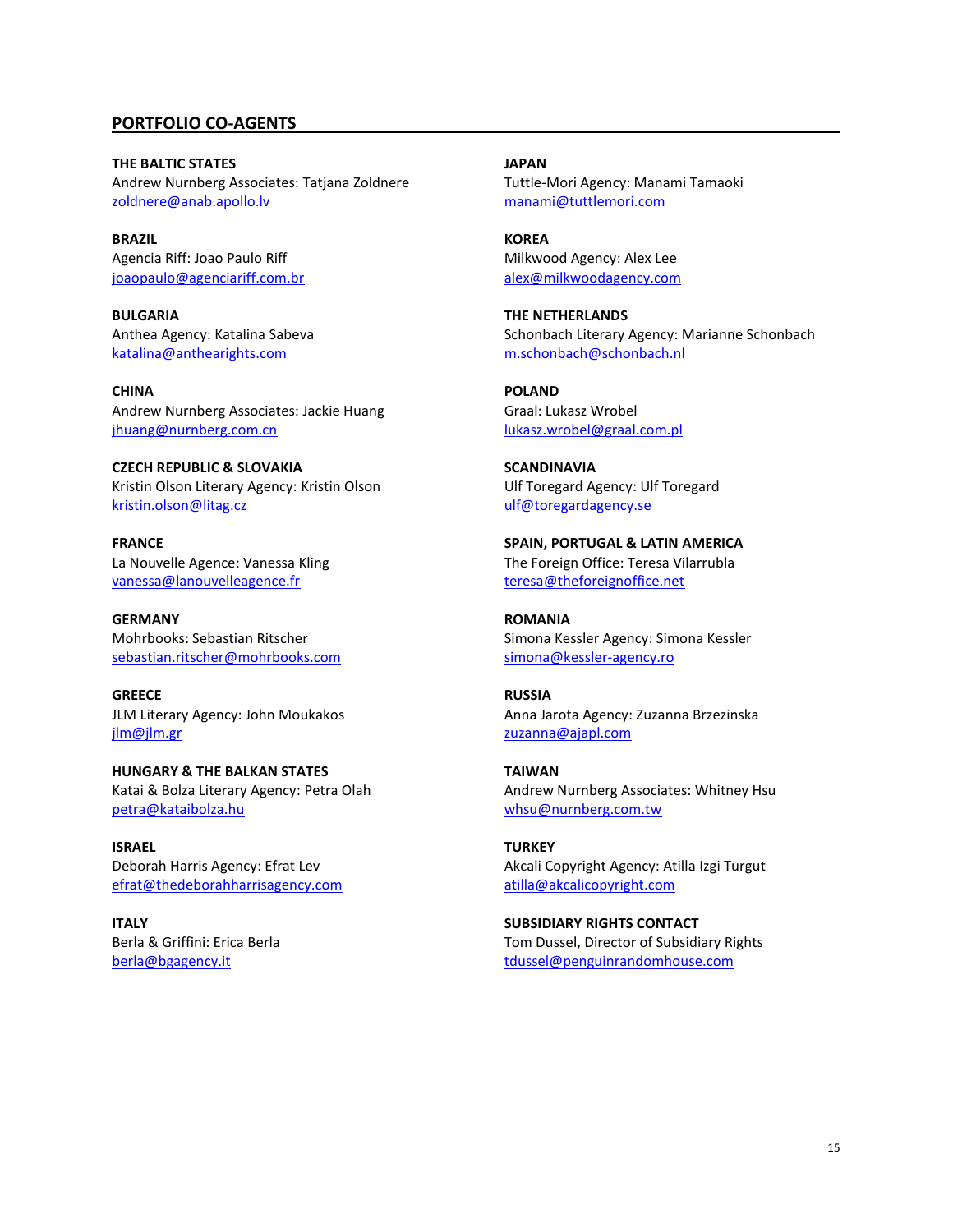## PORTFOLIO CO-AGENTS

**THE BALTIC STATES**
Andrew Nurnberg Associates: Tatjana Zoldnere
zoldnere@anab.apollo.lv

**BRAZIL**
Agencia Riff: Joao Paulo Riff
joaopaulo@agenciariff.com.br

**BULGARIA**
Anthea Agency: Katalina Sabeva
katalina@anthearights.com

**CHINA**
Andrew Nurnberg Associates: Jackie Huang
jhuang@nurnberg.com.cn

**CZECH REPUBLIC & SLOVAKIA**
Kristin Olson Literary Agency: Kristin Olson
kristin.olson@litag.cz

**FRANCE**
La Nouvelle Agence: Vanessa Kling
vanessa@lanouvelleagence.fr

**GERMANY**
Mohrbooks: Sebastian Ritscher
sebastian.ritscher@mohrbooks.com

**GREECE**
JLM Literary Agency: John Moukakos
jlm@jlm.gr

**HUNGARY & THE BALKAN STATES**
Katai & Bolza Literary Agency: Petra Olah
petra@kataibolza.hu

**ISRAEL**
Deborah Harris Agency: Efrat Lev
efrat@thedeborahharrisagency.com

**ITALY**
Berla & Griffini: Erica Berla
berla@bgagency.it

**JAPAN**
Tuttle-Mori Agency: Manami Tamaoki
manami@tuttlemori.com

**KOREA**
Milkwood Agency: Alex Lee
alex@milkwoodagency.com

**THE NETHERLANDS**
Schonbach Literary Agency: Marianne Schonbach
m.schonbach@schonbach.nl

**POLAND**
Graal: Lukasz Wrobel
lukasz.wrobel@graal.com.pl

**SCANDINAVIA**
Ulf Toregard Agency: Ulf Toregard
ulf@toregardagency.se

**SPAIN, PORTUGAL & LATIN AMERICA**
The Foreign Office: Teresa Vilarrubla
teresa@theforeignoffice.net

**ROMANIA**
Simona Kessler Agency: Simona Kessler
simona@kessler-agency.ro

**RUSSIA**
Anna Jarota Agency: Zuzanna Brzezinska
zuzanna@ajapl.com

**TAIWAN**
Andrew Nurnberg Associates: Whitney Hsu
whsu@nurnberg.com.tw

**TURKEY**
Akcali Copyright Agency: Atilla Izgi Turgut
atilla@akcalicopyright.com

**SUBSIDIARY RIGHTS CONTACT**
Tom Dussel, Director of Subsidiary Rights
tdussel@penguinrandomhouse.com